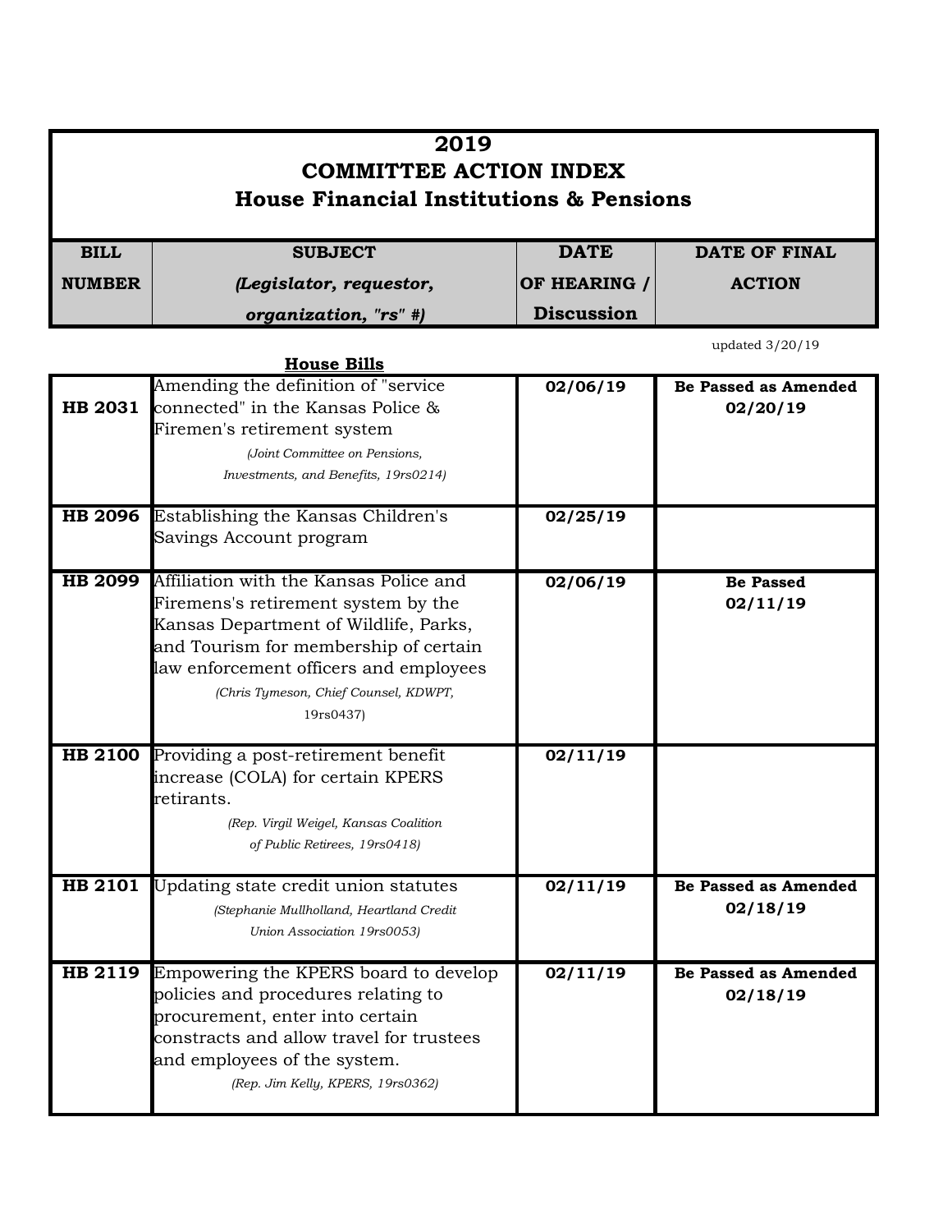# 2019
# COMMITTEE ACTION INDEX
# House Financial Institutions & Pensions

updated 3/20/19

**House Bills**

| BILL NUMBER | SUBJECT *(Legislator, requestor, organization, "rs" #)* | DATE OF HEARING / Discussion | DATE OF FINAL ACTION |
|---|---|---|---|
| **HB 2031** | Amending the definition of "service connected" in the Kansas Police & Firemen's retirement system *(Joint Committee on Pensions, Investments, and Benefits, 19rs0214)* | **02/06/19** | **Be Passed as Amended 02/20/19** |
| **HB 2096** | Establishing the Kansas Children's Savings Account program | **02/25/19** | |
| **HB 2099** | Affiliation with the Kansas Police and Firemens's retirement system by the Kansas Department of Wildlife, Parks, and Tourism for membership of certain law enforcement officers and employees *(Chris Tymeson, Chief Counsel, KDWPT, 19rs0437)* | **02/06/19** | **Be Passed 02/11/19** |
| **HB 2100** | Providing a post-retirement benefit increase (COLA) for certain KPERS retirants. *(Rep. Virgil Weigel, Kansas Coalition of Public Retirees, 19rs0418)* | **02/11/19** | |
| **HB 2101** | Updating state credit union statutes *(Stephanie Mullholland, Heartland Credit Union Association 19rs0053)* | **02/11/19** | **Be Passed as Amended 02/18/19** |
| **HB 2119** | Empowering the KPERS board to develop policies and procedures relating to procurement, enter into certain constracts and allow travel for trustees and employees of the system. *(Rep. Jim Kelly, KPERS, 19rs0362)* | **02/11/19** | **Be Passed as Amended 02/18/19** |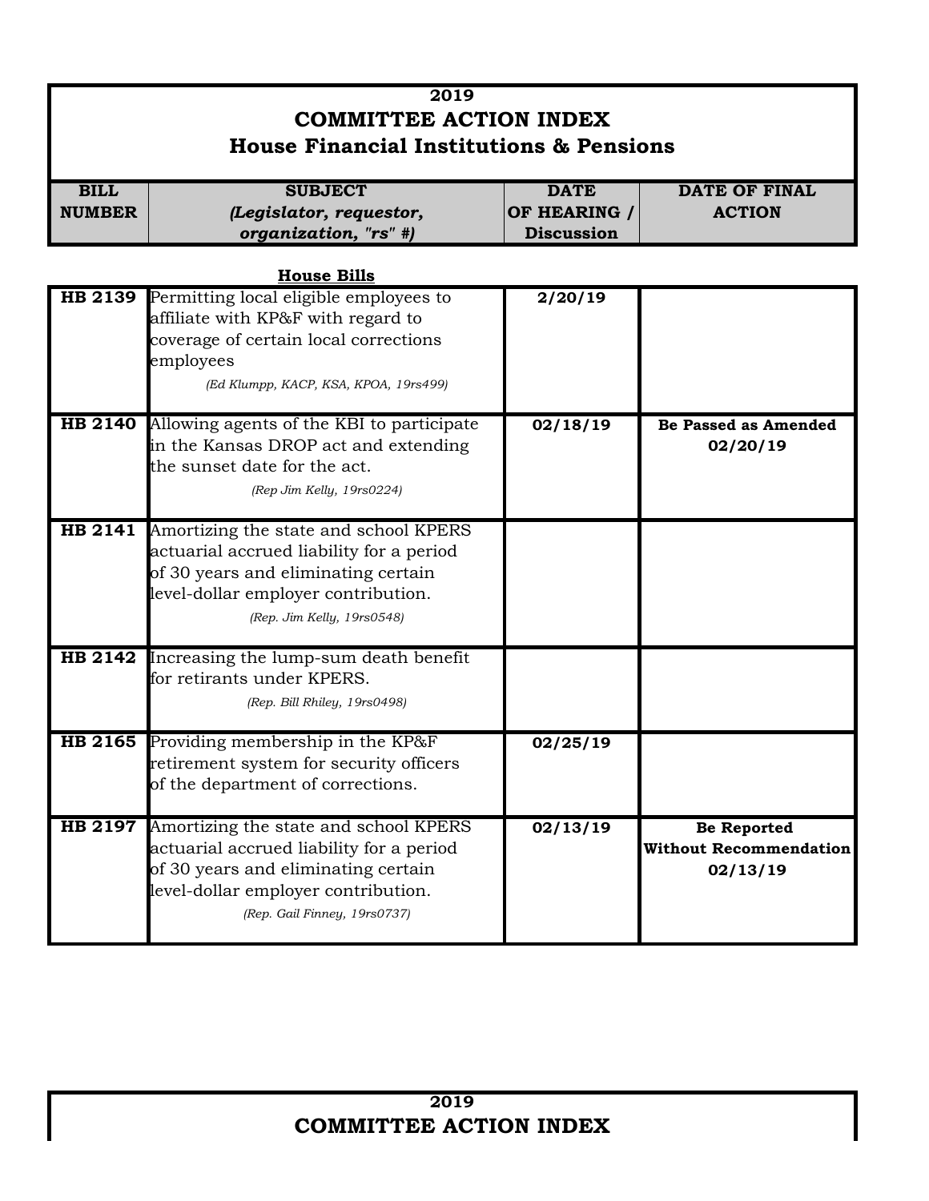# 2019
# COMMITTEE ACTION INDEX
## House Financial Institutions & Pensions

| BILL NUMBER | SUBJECT *(Legislator, requestor, organization, "rs" #)* | DATE OF HEARING / Discussion | DATE OF FINAL ACTION |
|---|---|---|---|

**House Bills**

| BILL NUMBER | SUBJECT | DATE OF HEARING / Discussion | DATE OF FINAL ACTION |
|---|---|---|---|
| **HB 2139** | Permitting local eligible employees to affiliate with KP&F with regard to coverage of certain local corrections employees *(Ed Klumpp, KACP, KSA, KPOA, 19rs499)* | **2/20/19** | |
| **HB 2140** | Allowing agents of the KBI to participate in the Kansas DROP act and extending the sunset date for the act. *(Rep Jim Kelly, 19rs0224)* | **02/18/19** | **Be Passed as Amended 02/20/19** |
| **HB 2141** | Amortizing the state and school KPERS actuarial accrued liability for a period of 30 years and eliminating certain level-dollar employer contribution. *(Rep. Jim Kelly, 19rs0548)* | | |
| **HB 2142** | Increasing the lump-sum death benefit for retirants under KPERS. *(Rep. Bill Rhiley, 19rs0498)* | | |
| **HB 2165** | Providing membership in the KP&F retirement system for security officers of the department of corrections. | **02/25/19** | |
| **HB 2197** | Amortizing the state and school KPERS actuarial accrued liability for a period of 30 years and eliminating certain level-dollar employer contribution. *(Rep. Gail Finney, 19rs0737)* | **02/13/19** | **Be Reported Without Recommendation 02/13/19** |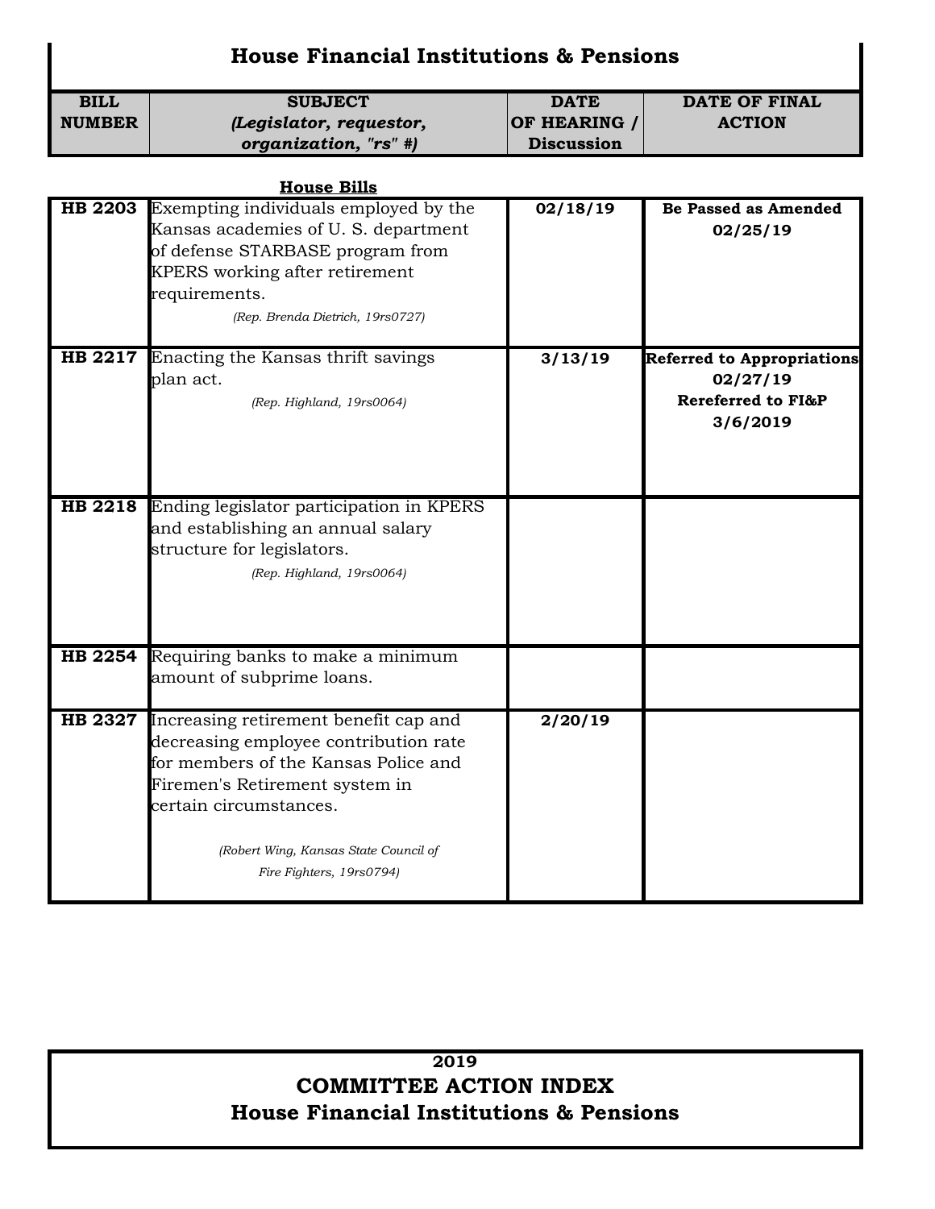# House Financial Institutions & Pensions

## House Bills

| BILL NUMBER | SUBJECT *(Legislator, requestor, organization, "rs" #)* | DATE OF HEARING / Discussion | DATE OF FINAL ACTION |
|---|---|---|---|
| **HB 2203** | Exempting individuals employed by the Kansas academies of U. S. department of defense STARBASE program from KPERS working after retirement requirements. *(Rep. Brenda Dietrich, 19rs0727)* | **02/18/19** | **Be Passed as Amended 02/25/19** |
| **HB 2217** | Enacting the Kansas thrift savings plan act. *(Rep. Highland, 19rs0064)* | **3/13/19** | **Referred to Appropriations 02/27/19 Rereferred to FI&P 3/6/2019** |
| **HB 2218** | Ending legislator participation in KPERS and establishing an annual salary structure for legislators. *(Rep. Highland, 19rs0064)* | | |
| **HB 2254** | Requiring banks to make a minimum amount of subprime loans. | | |
| **HB 2327** | Increasing retirement benefit cap and decreasing employee contribution rate for members of the Kansas Police and Firemen's Retirement system in certain circumstances. *(Robert Wing, Kansas State Council of Fire Fighters, 19rs0794)* | **2/20/19** | |

**2019**

**COMMITTEE ACTION INDEX**

**House Financial Institutions & Pensions**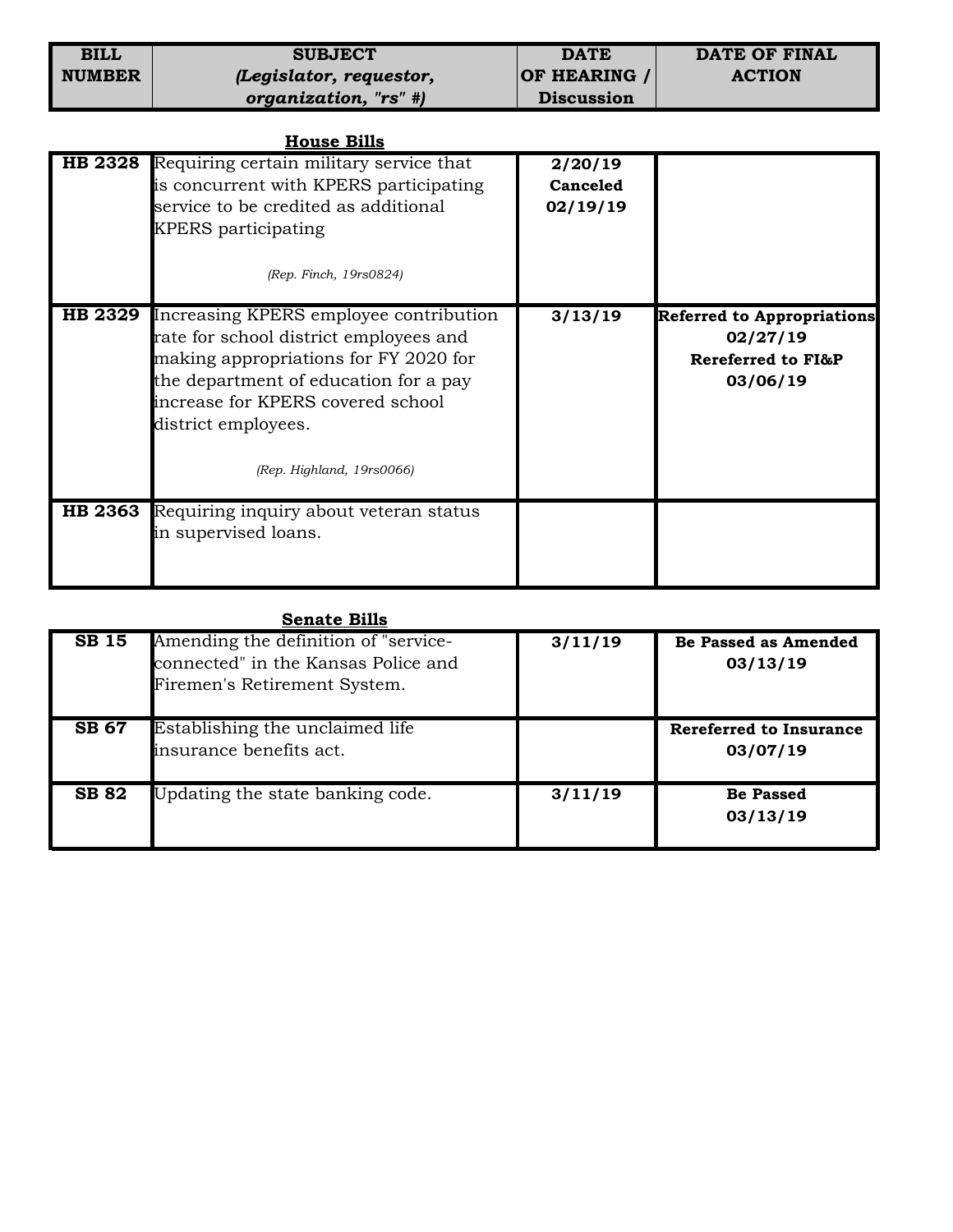| BILL NUMBER | SUBJECT *(Legislator, requestor, organization, "rs" #)* | DATE OF HEARING / Discussion | DATE OF FINAL ACTION |
|---|---|---|---|

**House Bills**

| BILL NUMBER | SUBJECT *(Legislator, requestor, organization, "rs" #)* | DATE OF HEARING / Discussion | DATE OF FINAL ACTION |
|---|---|---|---|
| **HB 2328** | Requiring certain military service that is concurrent with KPERS participating service to be credited as additional KPERS participating *(Rep. Finch, 19rs0824)* | **2/20/19 Canceled 02/19/19** | |
| **HB 2329** | Increasing KPERS employee contribution rate for school district employees and making appropriations for FY 2020 for the department of education for a pay increase for KPERS covered school district employees. *(Rep. Highland, 19rs0066)* | **3/13/19** | **Referred to Appropriations 02/27/19 Rereferred to FI&P 03/06/19** |
| **HB 2363** | Requiring inquiry about veteran status in supervised loans. | | |

**Senate Bills**

| BILL NUMBER | SUBJECT *(Legislator, requestor, organization, "rs" #)* | DATE OF HEARING / Discussion | DATE OF FINAL ACTION |
|---|---|---|---|
| **SB 15** | Amending the definition of "service-connected" in the Kansas Police and Firemen's Retirement System. | **3/11/19** | **Be Passed as Amended 03/13/19** |
| **SB 67** | Establishing the unclaimed life insurance benefits act. | | **Rereferred to Insurance 03/07/19** |
| **SB 82** | Updating the state banking code. | **3/11/19** | **Be Passed 03/13/19** |